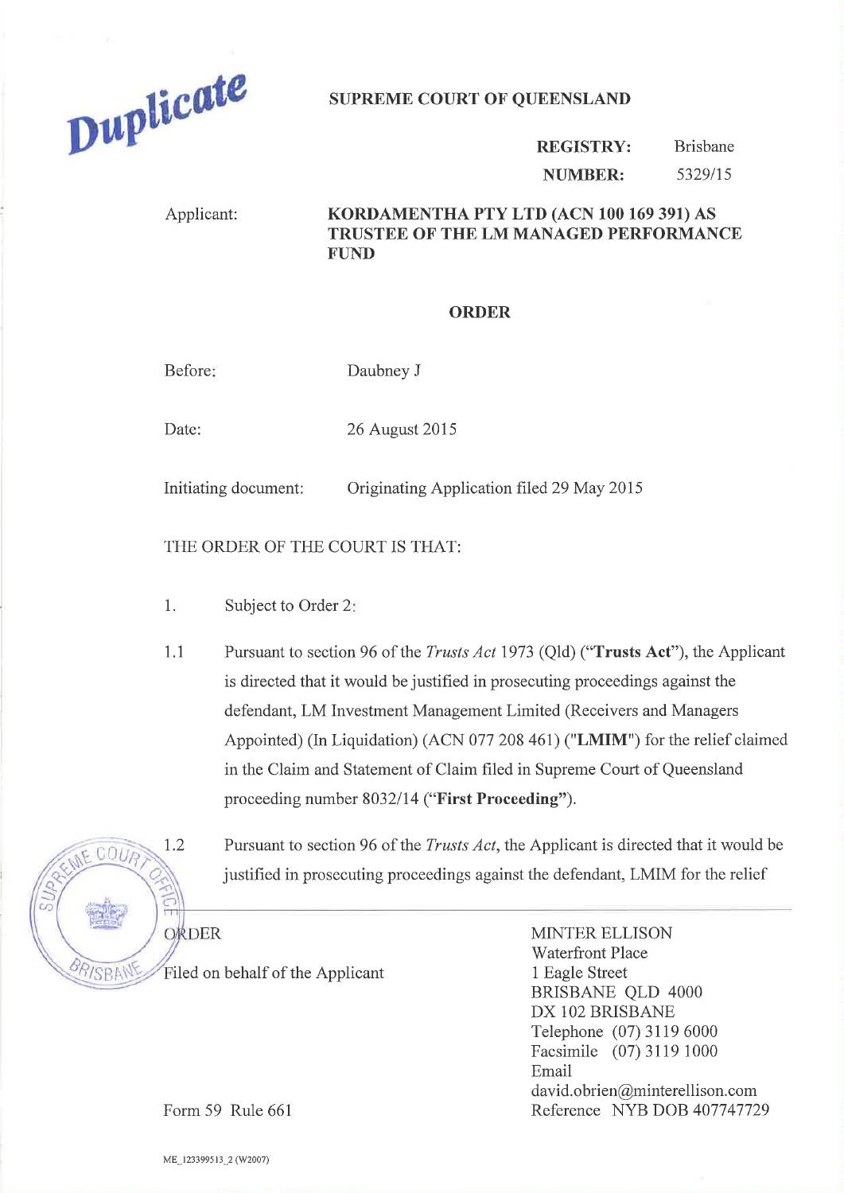Duplicate

**SUPREME COURT OF QUEENSLAND**

| | |
|---|---|
| **REGISTRY:** | Brisbane |
| **NUMBER:** | 5329/15 |

Applicant: **KORDAMENTHA PTY LTD (ACN 100 169 391) AS TRUSTEE OF THE LM MANAGED PERFORMANCE FUND**

## ORDER

Before: Daubney J

Date: 26 August 2015

Initiating document: Originating Application filed 29 May 2015

THE ORDER OF THE COURT IS THAT:

1. Subject to Order 2:

1.1 Pursuant to section 96 of the *Trusts Act* 1973 (Qld) ("**Trusts Act**"), the Applicant is directed that it would be justified in prosecuting proceedings against the defendant, LM Investment Management Limited (Receivers and Managers Appointed) (In Liquidation) (ACN 077 208 461) ("**LMIM**") for the relief claimed in the Claim and Statement of Claim filed in Supreme Court of Queensland proceeding number 8032/14 ("**First Proceeding**").

1.2 Pursuant to section 96 of the *Trusts Act*, the Applicant is directed that it would be justified in prosecuting proceedings against the defendant, LMIM for the relief

ORDER

Filed on behalf of the Applicant

MINTER ELLISON
Waterfront Place
1 Eagle Street
BRISBANE QLD 4000
DX 102 BRISBANE
Telephone (07) 3119 6000
Facsimile (07) 3119 1000
Email
david.obrien@minterellison.com
Reference NYB DOB 407747729

Form 59 Rule 661

ME_123399513_2 (W2007)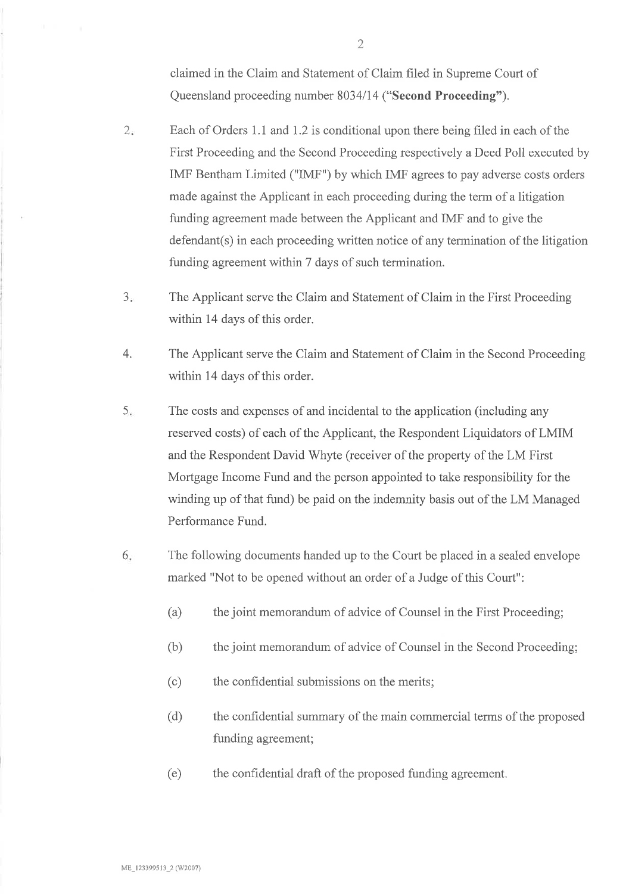claimed in the Claim and Statement of Claim filed in Supreme Court of Queensland proceeding number 8034/14 ("**Second Proceeding**").

2. Each of Orders 1.1 and 1.2 is conditional upon there being filed in each of the First Proceeding and the Second Proceeding respectively a Deed Poll executed by IMF Bentham Limited ("IMF") by which IMF agrees to pay adverse costs orders made against the Applicant in each proceeding during the term of a litigation funding agreement made between the Applicant and IMF and to give the defendant(s) in each proceeding written notice of any termination of the litigation funding agreement within 7 days of such termination.

3. The Applicant serve the Claim and Statement of Claim in the First Proceeding within 14 days of this order.

4. The Applicant serve the Claim and Statement of Claim in the Second Proceeding within 14 days of this order.

5. The costs and expenses of and incidental to the application (including any reserved costs) of each of the Applicant, the Respondent Liquidators of LMIM and the Respondent David Whyte (receiver of the property of the LM First Mortgage Income Fund and the person appointed to take responsibility for the winding up of that fund) be paid on the indemnity basis out of the LM Managed Performance Fund.

6. The following documents handed up to the Court be placed in a sealed envelope marked "Not to be opened without an order of a Judge of this Court":

   (a) the joint memorandum of advice of Counsel in the First Proceeding;

   (b) the joint memorandum of advice of Counsel in the Second Proceeding;

   (c) the confidential submissions on the merits;

   (d) the confidential summary of the main commercial terms of the proposed funding agreement;

   (e) the confidential draft of the proposed funding agreement.

ME_123399513_2 (W2007)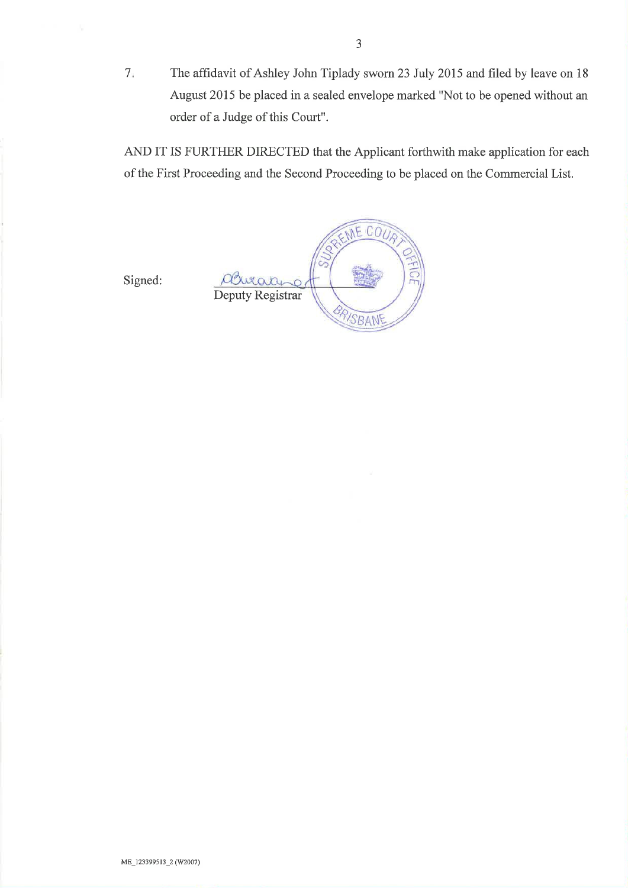7. The affidavit of Ashley John Tiplady sworn 23 July 2015 and filed by leave on 18 August 2015 be placed in a sealed envelope marked "Not to be opened without an order of a Judge of this Court".

AND IT IS FURTHER DIRECTED that the Applicant forthwith make application for each of the First Proceeding and the Second Proceeding to be placed on the Commercial List.

Signed: Deputy Registrar

SUPREME COURT OFFICE BRISBANE

ME_123399513_2 (W2007)